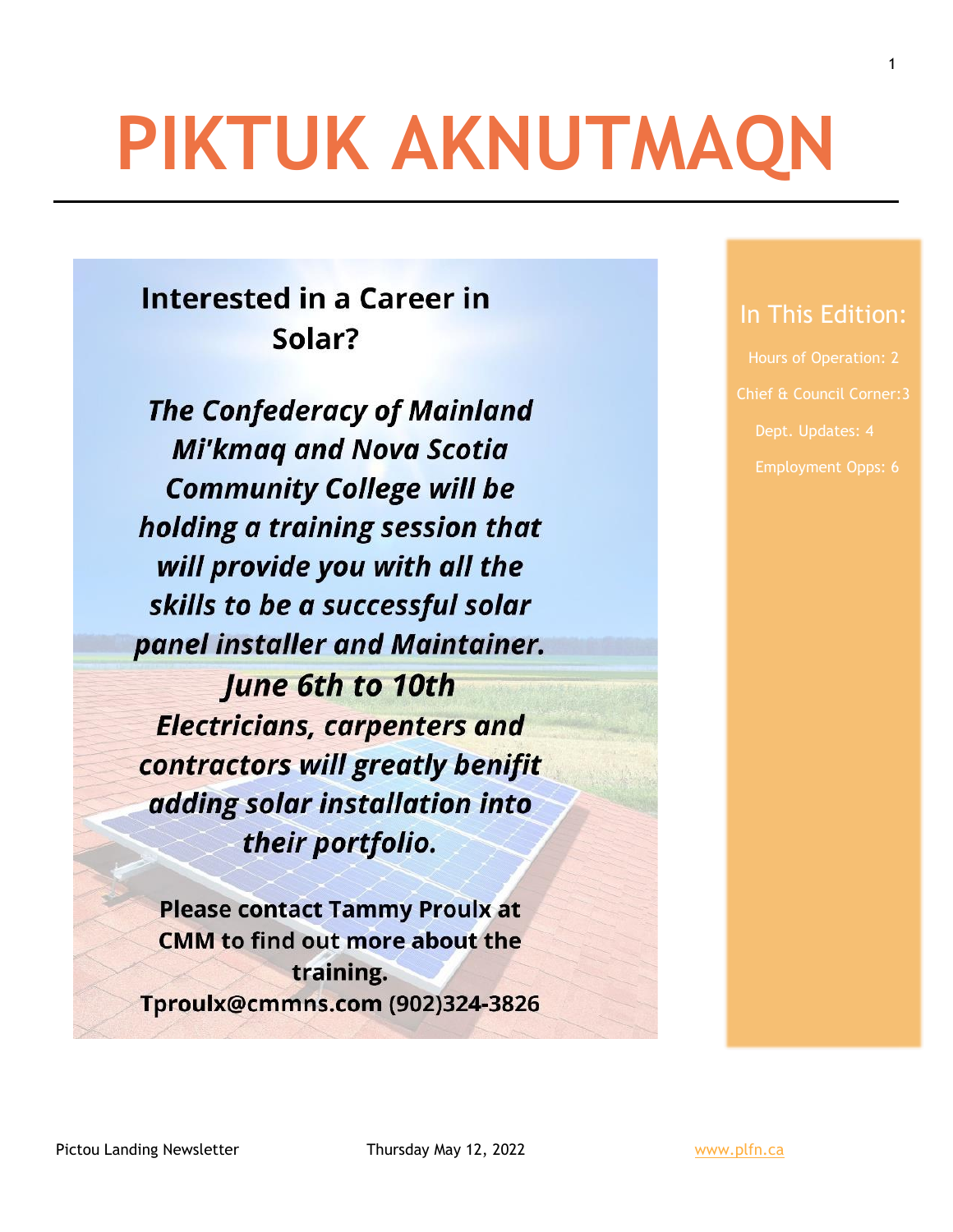# PIKTUK AKNUTMAQN

## Interested in a Career in Solar?

***The Confederacy of Mainland Mi'kmaq and Nova Scotia Community College will be holding a training session that will provide you with all the skills to be a successful solar panel installer and Maintainer.***

***June 6th to 10th***

***Electricians, carpenters and contractors will greatly benifit adding solar installation into their portfolio.***

**Please contact Tammy Proulx at CMM to find out more about the training.**
**Tproulx@cmmns.com (902)324-3826**

## In This Edition:

Hours of Operation: 2

Chief & Council Corner:3

Dept. Updates: 4

Employment Opps: 6

Pictou Landing Newsletter Thursday May 12, 2022 www.plfn.ca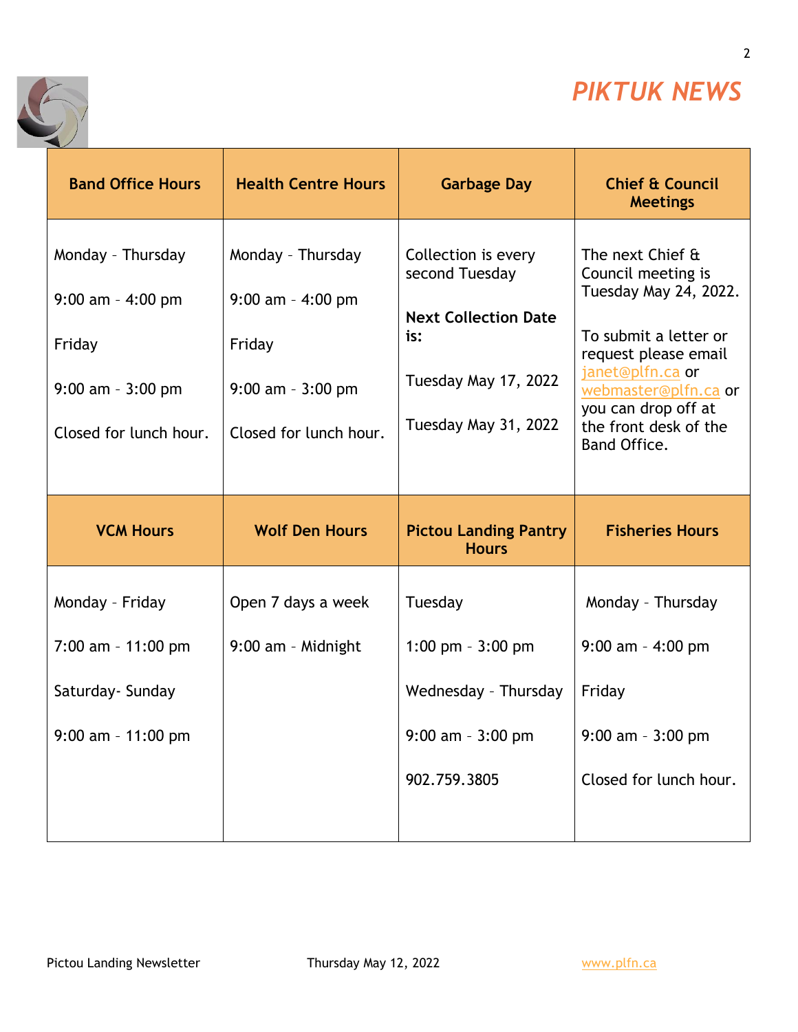# *PIKTUK NEWS*

| Band Office Hours | Health Centre Hours | Garbage Day | Chief & Council Meetings |
|---|---|---|---|
| Monday - Thursday<br><br>9:00 am - 4:00 pm<br><br>Friday<br><br>9:00 am - 3:00 pm<br><br>Closed for lunch hour. | Monday - Thursday<br><br>9:00 am - 4:00 pm<br><br>Friday<br><br>9:00 am - 3:00 pm<br><br>Closed for lunch hour. | Collection is every second Tuesday<br><br>**Next Collection Date is:**<br><br>Tuesday May 17, 2022<br><br>Tuesday May 31, 2022 | The next Chief & Council meeting is Tuesday May 24, 2022.<br><br>To submit a letter or request please email janet@plfn.ca or webmaster@plfn.ca or you can drop off at the front desk of the Band Office. |
| **VCM Hours** | **Wolf Den Hours** | **Pictou Landing Pantry Hours** | **Fisheries Hours** |
| Monday - Friday<br><br>7:00 am - 11:00 pm<br><br>Saturday- Sunday<br><br>9:00 am - 11:00 pm | Open 7 days a week<br><br>9:00 am - Midnight | Tuesday<br><br>1:00 pm - 3:00 pm<br><br>Wednesday - Thursday<br><br>9:00 am - 3:00 pm<br><br>902.759.3805 | Monday - Thursday<br><br>9:00 am - 4:00 pm<br><br>Friday<br><br>9:00 am - 3:00 pm<br><br>Closed for lunch hour. |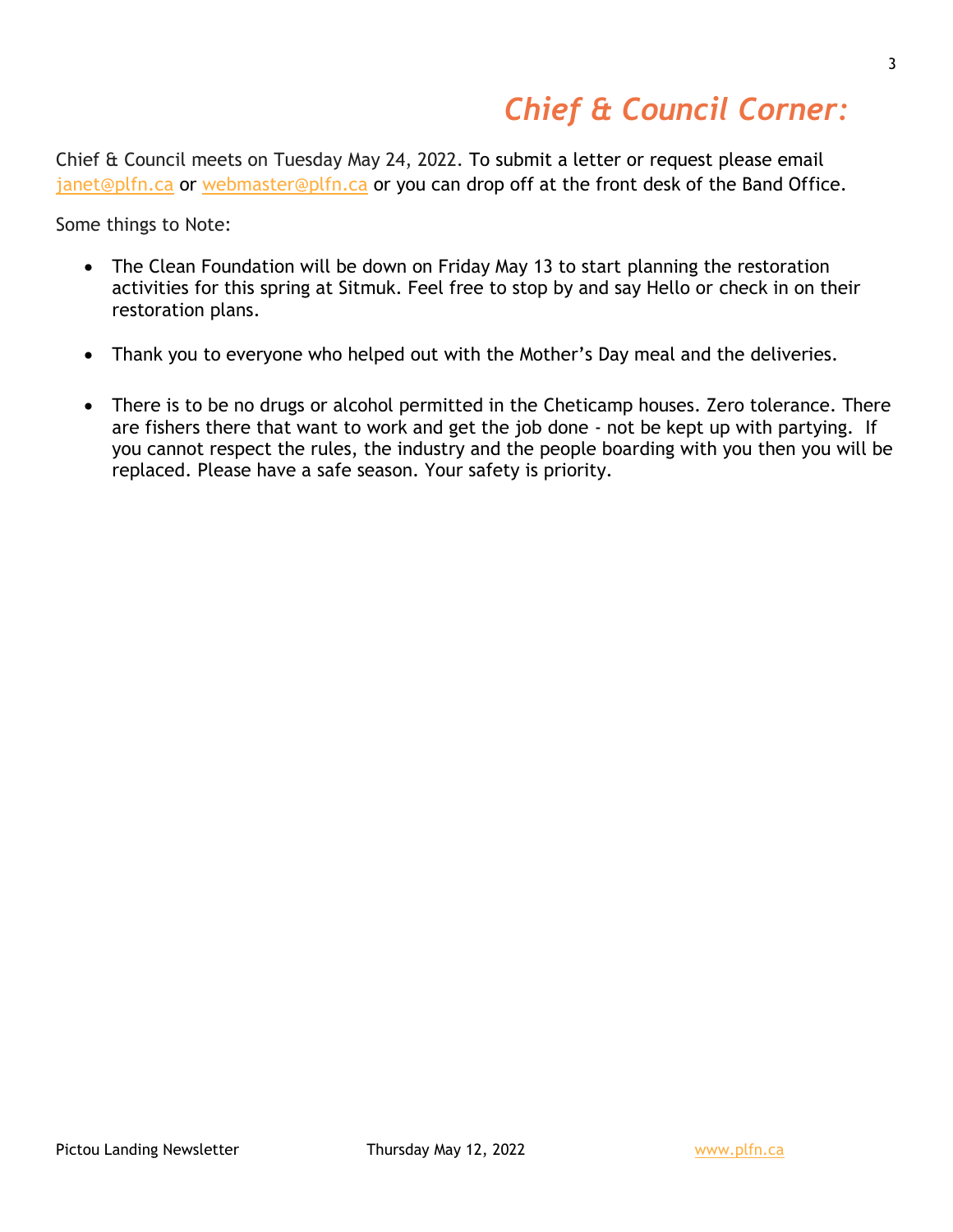# *Chief & Council Corner:*

Chief & Council meets on Tuesday May 24, 2022. To submit a letter or request please email janet@plfn.ca or webmaster@plfn.ca or you can drop off at the front desk of the Band Office.

Some things to Note:

- The Clean Foundation will be down on Friday May 13 to start planning the restoration activities for this spring at Sitmuk. Feel free to stop by and say Hello or check in on their restoration plans.

- Thank you to everyone who helped out with the Mother's Day meal and the deliveries.

- There is to be no drugs or alcohol permitted in the Cheticamp houses. Zero tolerance. There are fishers there that want to work and get the job done - not be kept up with partying. If you cannot respect the rules, the industry and the people boarding with you then you will be replaced. Please have a safe season. Your safety is priority.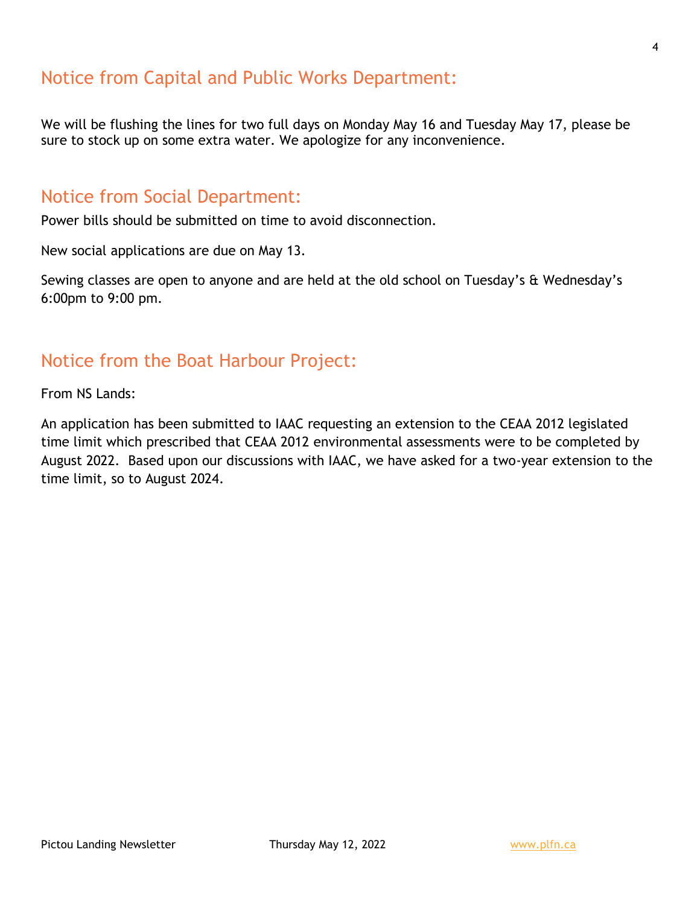## Notice from Capital and Public Works Department:

We will be flushing the lines for two full days on Monday May 16 and Tuesday May 17, please be sure to stock up on some extra water. We apologize for any inconvenience.

## Notice from Social Department:

Power bills should be submitted on time to avoid disconnection.

New social applications are due on May 13.

Sewing classes are open to anyone and are held at the old school on Tuesday's & Wednesday's 6:00pm to 9:00 pm.

## Notice from the Boat Harbour Project:

From NS Lands:

An application has been submitted to IAAC requesting an extension to the CEAA 2012 legislated time limit which prescribed that CEAA 2012 environmental assessments were to be completed by August 2022. Based upon our discussions with IAAC, we have asked for a two-year extension to the time limit, so to August 2024.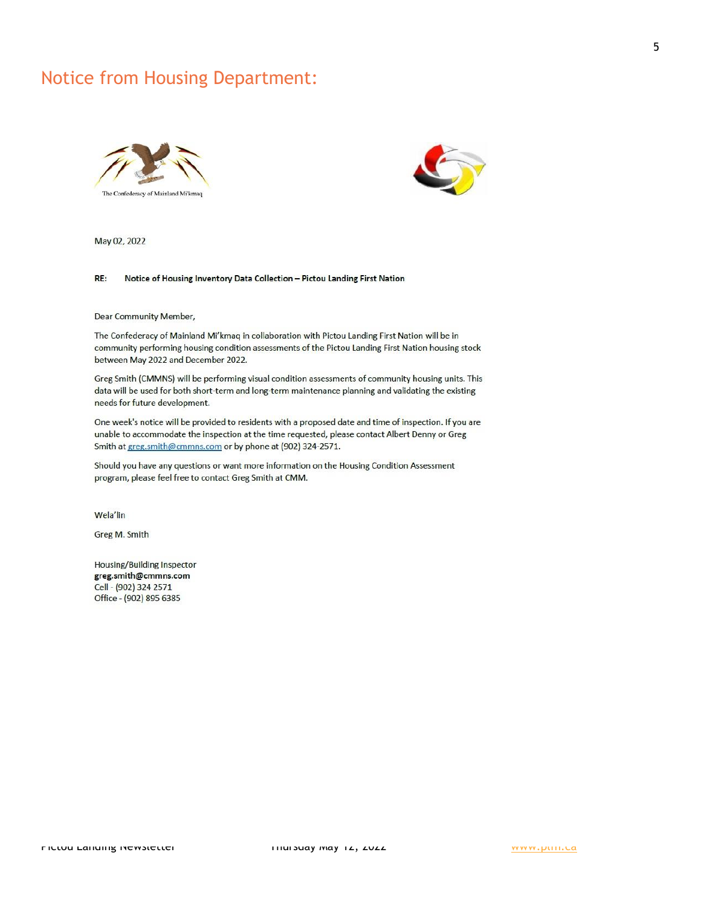# Notice from Housing Department:

The Confederacy of Mainland Mi'kmaq

May 02, 2022

**RE: Notice of Housing Inventory Data Collection – Pictou Landing First Nation**

Dear Community Member,

The Confederacy of Mainland Mi'kmaq in collaboration with Pictou Landing First Nation will be in community performing housing condition assessments of the Pictou Landing First Nation housing stock between May 2022 and December 2022.

Greg Smith (CMMNS) will be performing visual condition assessments of community housing units. This data will be used for both short-term and long-term maintenance planning and validating the existing needs for future development.

One week's notice will be provided to residents with a proposed date and time of inspection. If you are unable to accommodate the inspection at the time requested, please contact Albert Denny or Greg Smith at greg.smith@cmmns.com or by phone at (902) 324-2571.

Should you have any questions or want more information on the Housing Condition Assessment program, please feel free to contact Greg Smith at CMM.

Wela'lin

Greg M. Smith

Housing/Building Inspector
**greg.smith@cmmns.com**
Cell - (902) 324 2571
Office - (902) 895 6385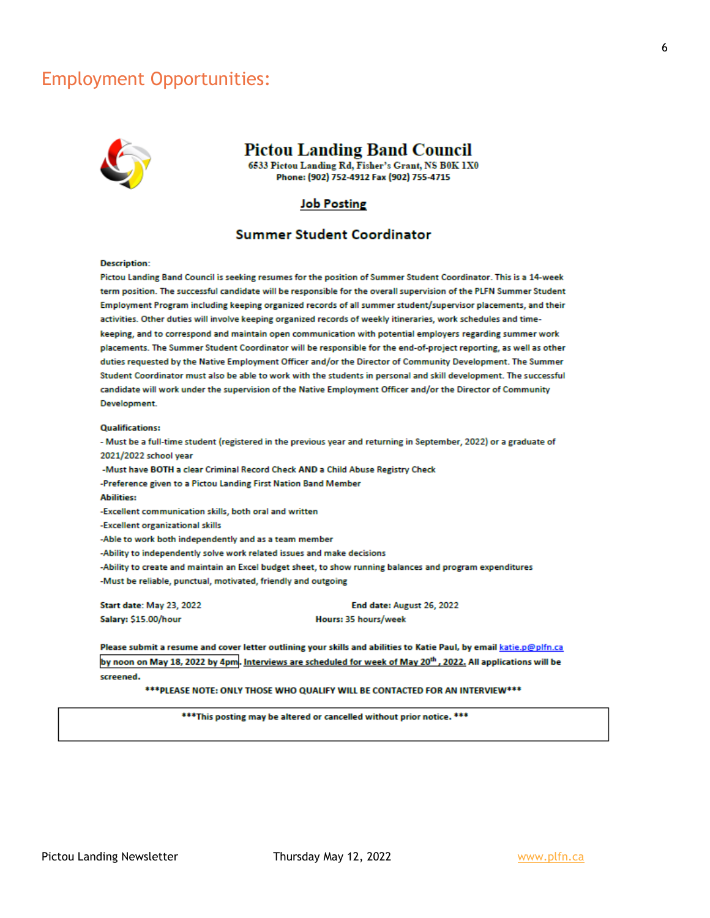# Employment Opportunities:

## Pictou Landing Band Council

6533 Pictou Landing Rd, Fisher's Grant, NS B0K 1X0
**Phone: (902) 752-4912 Fax (902) 755-4715**

### Job Posting

### Summer Student Coordinator

**Description:**

Pictou Landing Band Council is seeking resumes for the position of Summer Student Coordinator. This is a 14-week term position. The successful candidate will be responsible for the overall supervision of the PLFN Summer Student Employment Program including keeping organized records of all summer student/supervisor placements, and their activities. Other duties will involve keeping organized records of weekly itineraries, work schedules and time-keeping, and to correspond and maintain open communication with potential employers regarding summer work placements. The Summer Student Coordinator will be responsible for the end-of-project reporting, as well as other duties requested by the Native Employment Officer and/or the Director of Community Development. The Summer Student Coordinator must also be able to work with the students in personal and skill development. The successful candidate will work under the supervision of the Native Employment Officer and/or the Director of Community Development.

**Qualifications:**

- Must be a full-time student (registered in the previous year and returning in September, 2022) or a graduate of 2021/2022 school year
- Must have **BOTH** a clear Criminal Record Check **AND** a Child Abuse Registry Check
- Preference given to a Pictou Landing First Nation Band Member

**Abilities:**

- Excellent communication skills, both oral and written
- Excellent organizational skills
- Able to work both independently and as a team member
- Ability to independently solve work related issues and make decisions
- Ability to create and maintain an Excel budget sheet, to show running balances and program expenditures
- Must be reliable, punctual, motivated, friendly and outgoing

**Start date:** May 23, 2022 **End date:** August 26, 2022
**Salary:** $15.00/hour **Hours:** 35 hours/week

**Please submit a resume and cover letter outlining your skills and abilities to Katie Paul, by email katie.p@plfn.ca by noon on May 18, 2022 by 4pm. Interviews are scheduled for week of May 20th, 2022. All applications will be screened.**

**\*\*\*PLEASE NOTE: ONLY THOSE WHO QUALIFY WILL BE CONTACTED FOR AN INTERVIEW\*\*\***

**\*\*\*This posting may be altered or cancelled without prior notice. \*\*\***